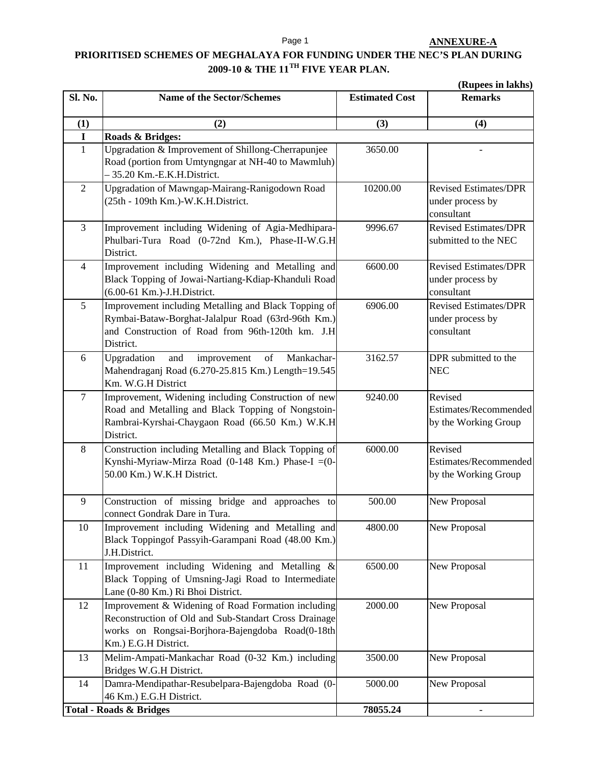**ANNEXURE-A**

# PRIORITISED SCHEMES OF MEGHALAYA FOR FUNDING UNDER THE NEC'S PLAN DURING 2009-10 & THE 11TH FIVE YEAR PLAN.

**(Rupees in lakhs)**

| Sl. No. | Name of the Sector/Schemes | Estimated Cost | Remarks |
|---|---|---|---|
| (1) | (2) | (3) | (4) |
| **I** | **Roads & Bridges:** | | |
| 1 | Upgradation & Improvement of Shillong-Cherrapunjee Road (portion from Umtyngngar at NH-40 to Mawmluh) – 35.20 Km.-E.K.H.District. | 3650.00 | - |
| 2 | Upgradation of Mawngap-Mairang-Ranigodown Road (25th - 109th Km.)-W.K.H.District. | 10200.00 | Revised Estimates/DPR under process by consultant |
| 3 | Improvement including Widening of Agia-Medhipara-Phulbari-Tura Road (0-72nd Km.), Phase-II-W.G.H District. | 9996.67 | Revised Estimates/DPR submitted to the NEC |
| 4 | Improvement including Widening and Metalling and Black Topping of Jowai-Nartiang-Kdiap-Khanduli Road (6.00-61 Km.)-J.H.District. | 6600.00 | Revised Estimates/DPR under process by consultant |
| 5 | Improvement including Metalling and Black Topping of Rymbai-Bataw-Borghat-Jalalpur Road (63rd-96th Km.) and Construction of Road from 96th-120th km. J.H District. | 6906.00 | Revised Estimates/DPR under process by consultant |
| 6 | Upgradation and improvement of Mankachar-Mahendraganj Road (6.270-25.815 Km.) Length=19.545 Km. W.G.H District | 3162.57 | DPR submitted to the NEC |
| 7 | Improvement, Widening including Construction of new Road and Metalling and Black Topping of Nongstoin-Rambrai-Kyrshai-Chaygaon Road (66.50 Km.) W.K.H District. | 9240.00 | Revised Estimates/Recommended by the Working Group |
| 8 | Construction including Metalling and Black Topping of Kynshi-Myriaw-Mirza Road (0-148 Km.) Phase-I =(0-50.00 Km.) W.K.H District. | 6000.00 | Revised Estimates/Recommended by the Working Group |
| 9 | Construction of missing bridge and approaches to connect Gondrak Dare in Tura. | 500.00 | New Proposal |
| 10 | Improvement including Widening and Metalling and Black Toppingof Passyih-Garampani Road (48.00 Km.) J.H.District. | 4800.00 | New Proposal |
| 11 | Improvement including Widening and Metalling & Black Topping of Umsning-Jagi Road to Intermediate Lane (0-80 Km.) Ri Bhoi District. | 6500.00 | New Proposal |
| 12 | Improvement & Widening of Road Formation including Reconstruction of Old and Sub-Standart Cross Drainage works on Rongsai-Borjhora-Bajengdoba Road(0-18th Km.) E.G.H District. | 2000.00 | New Proposal |
| 13 | Melim-Ampati-Mankachar Road (0-32 Km.) including Bridges W.G.H District. | 3500.00 | New Proposal |
| 14 | Damra-Mendipathar-Resubelpara-Bajengdoba Road (0-46 Km.) E.G.H District. | 5000.00 | New Proposal |
| **Total - Roads & Bridges** | | **78055.24** | - |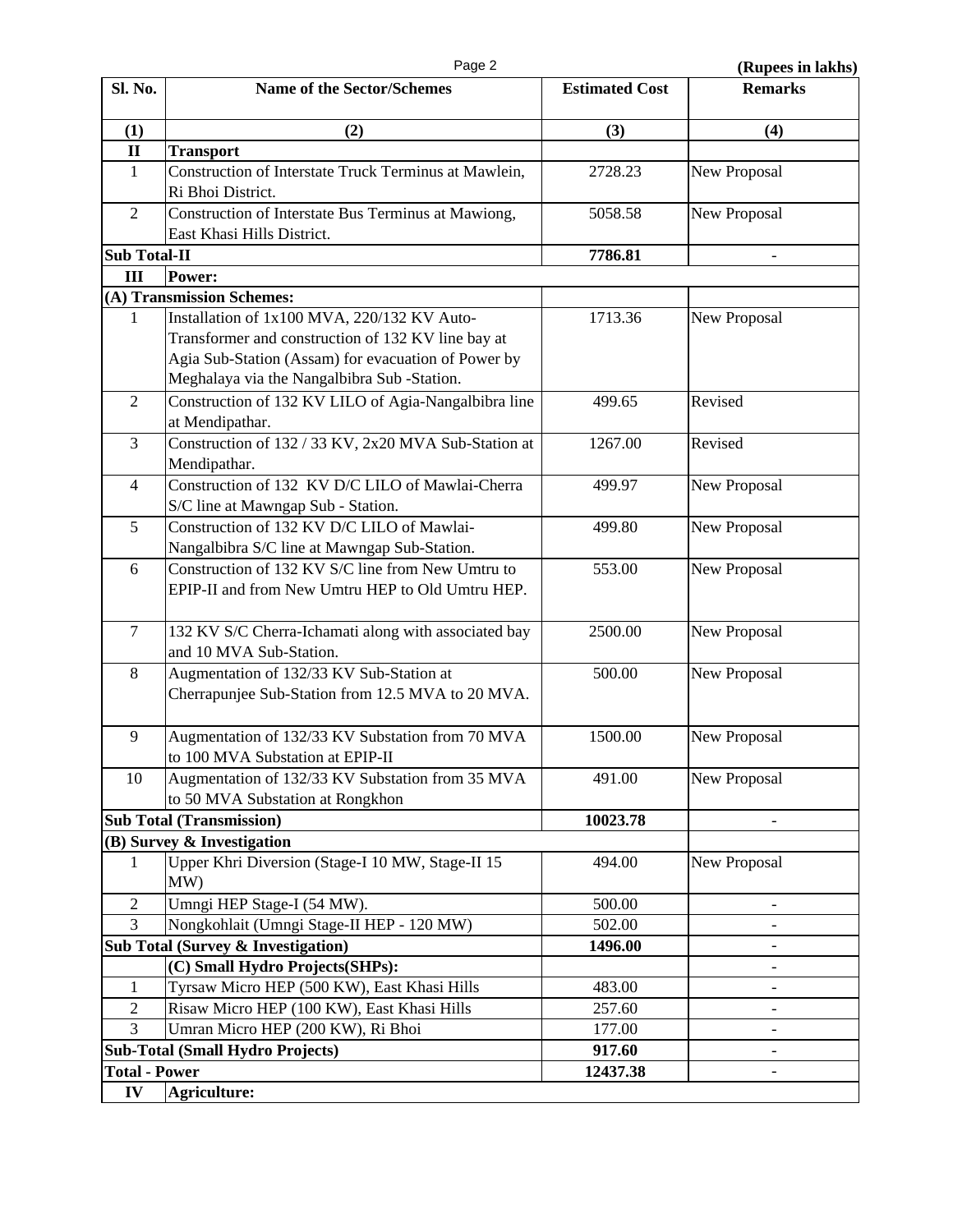(Rupees in lakhs)

| Sl. No. | Name of the Sector/Schemes | Estimated Cost | Remarks |
|---|---|---|---|
| (1) | (2) | (3) | (4) |
| **II** | **Transport** | | |
| 1 | Construction of Interstate Truck Terminus at Mawlein, Ri Bhoi District. | 2728.23 | New Proposal |
| 2 | Construction of Interstate Bus Terminus at Mawiong, East Khasi Hills District. | 5058.58 | New Proposal |
| **Sub Total-II** | | **7786.81** | - |
| **III** | **Power:** | | |
| **(A) Transmission Schemes:** | | | |
| 1 | Installation of 1x100 MVA, 220/132 KV Auto-Transformer and construction of 132 KV line bay at Agia Sub-Station (Assam) for evacuation of Power by Meghalaya via the Nangalbibra Sub -Station. | 1713.36 | New Proposal |
| 2 | Construction of 132 KV LILO of Agia-Nangalbibra line at Mendipathar. | 499.65 | Revised |
| 3 | Construction of 132 / 33 KV, 2x20 MVA Sub-Station at Mendipathar. | 1267.00 | Revised |
| 4 | Construction of 132 KV D/C LILO of Mawlai-Cherra S/C line at Mawngap Sub - Station. | 499.97 | New Proposal |
| 5 | Construction of 132 KV D/C LILO of Mawlai-Nangalbibra S/C line at Mawngap Sub-Station. | 499.80 | New Proposal |
| 6 | Construction of 132 KV S/C line from New Umtru to EPIP-II and from New Umtru HEP to Old Umtru HEP. | 553.00 | New Proposal |
| 7 | 132 KV S/C Cherra-Ichamati along with associated bay and 10 MVA Sub-Station. | 2500.00 | New Proposal |
| 8 | Augmentation of 132/33 KV Sub-Station at Cherrapunjee Sub-Station from 12.5 MVA to 20 MVA. | 500.00 | New Proposal |
| 9 | Augmentation of 132/33 KV Substation from 70 MVA to 100 MVA Substation at EPIP-II | 1500.00 | New Proposal |
| 10 | Augmentation of 132/33 KV Substation from 35 MVA to 50 MVA Substation at Rongkhon | 491.00 | New Proposal |
| **Sub Total (Transmission)** | | **10023.78** | - |
| **(B) Survey & Investigation** | | | |
| 1 | Upper Khri Diversion (Stage-I 10 MW, Stage-II 15 MW) | 494.00 | New Proposal |
| 2 | Umngi HEP Stage-I (54 MW). | 500.00 | - |
| 3 | Nongkohlait (Umngi Stage-II HEP - 120 MW) | 502.00 | - |
| **Sub Total (Survey & Investigation)** | | **1496.00** | - |
| | **(C) Small Hydro Projects(SHPs):** | | - |
| 1 | Tyrsaw Micro HEP (500 KW), East Khasi Hills | 483.00 | - |
| 2 | Risaw Micro HEP (100 KW), East Khasi Hills | 257.60 | - |
| 3 | Umran Micro HEP (200 KW), Ri Bhoi | 177.00 | - |
| **Sub-Total (Small Hydro Projects)** | | **917.60** | - |
| **Total - Power** | | **12437.38** | - |
| **IV** | **Agriculture:** | | |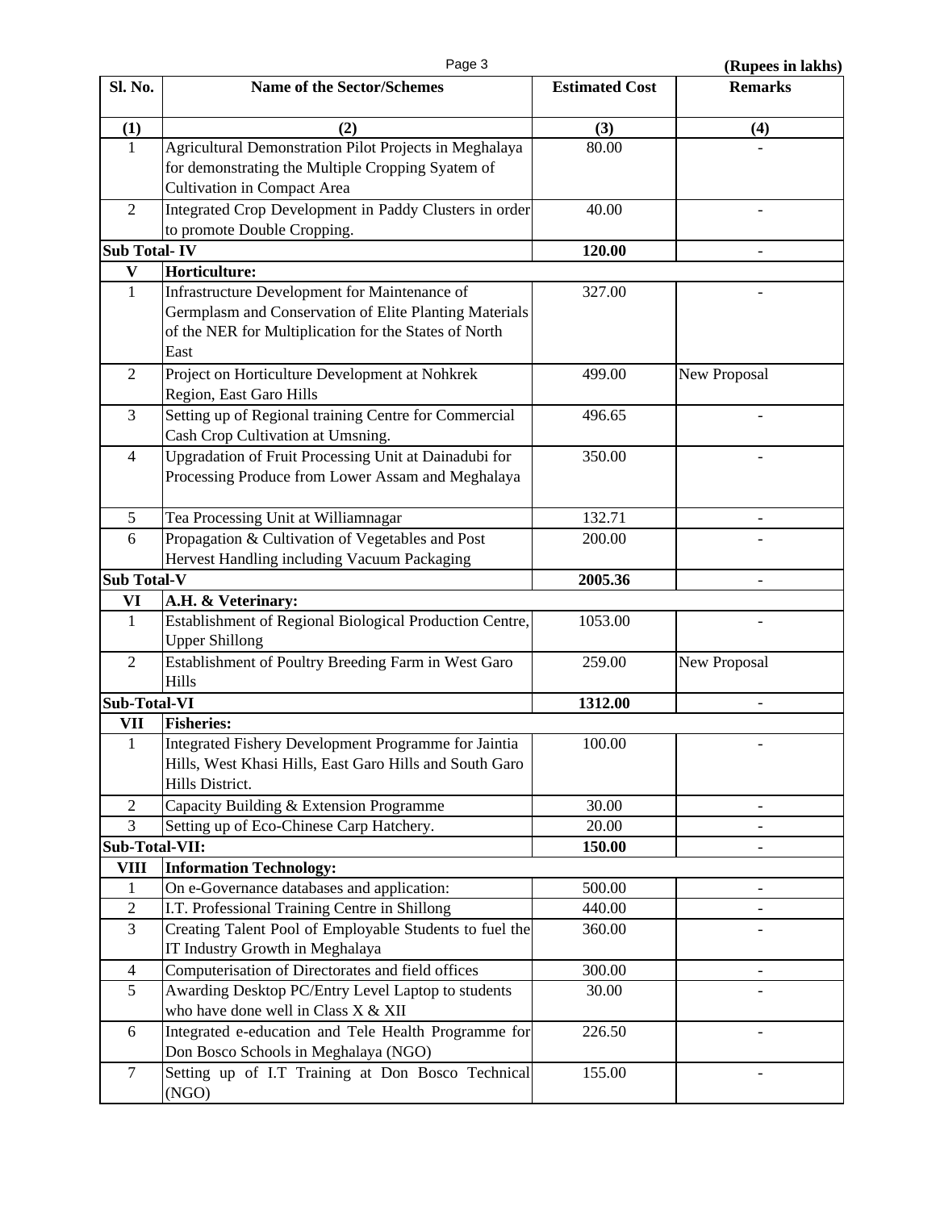(Rupees in lakhs)

| Sl. No. | Name of the Sector/Schemes | Estimated Cost | Remarks |
|---|---|---|---|
| (1) | (2) | (3) | (4) |
| 1 | Agricultural Demonstration Pilot Projects in Meghalaya for demonstrating the Multiple Cropping Syatem of Cultivation in Compact Area | 80.00 | - |
| 2 | Integrated Crop Development in Paddy Clusters in order to promote Double Cropping. | 40.00 | - |
| **Sub Total- IV** | | **120.00** | - |
| **V** | **Horticulture:** | | |
| 1 | Infrastructure Development for Maintenance of Germplasm and Conservation of Elite Planting Materials of the NER for Multiplication for the States of North East | 327.00 | - |
| 2 | Project on Horticulture Development at Nohkrek Region, East Garo Hills | 499.00 | New Proposal |
| 3 | Setting up of Regional training Centre for Commercial Cash Crop Cultivation at Umsning. | 496.65 | - |
| 4 | Upgradation of Fruit Processing Unit at Dainadubi for Processing Produce from Lower Assam and Meghalaya | 350.00 | - |
| 5 | Tea Processing Unit at Williamnagar | 132.71 | - |
| 6 | Propagation & Cultivation of Vegetables and Post Hervest Handling including Vacuum Packaging | 200.00 | - |
| **Sub Total-V** | | **2005.36** | - |
| **VI** | **A.H. & Veterinary:** | | |
| 1 | Establishment of Regional Biological Production Centre, Upper Shillong | 1053.00 | - |
| 2 | Establishment of Poultry Breeding Farm in West Garo Hills | 259.00 | New Proposal |
| **Sub-Total-VI** | | **1312.00** | - |
| **VII** | **Fisheries:** | | |
| 1 | Integrated Fishery Development Programme for Jaintia Hills, West Khasi Hills, East Garo Hills and South Garo Hills District. | 100.00 | - |
| 2 | Capacity Building & Extension Programme | 30.00 | - |
| 3 | Setting up of Eco-Chinese Carp Hatchery. | 20.00 | - |
| **Sub-Total-VII:** | | **150.00** | - |
| **VIII** | **Information Technology:** | | |
| 1 | On e-Governance databases and application: | 500.00 | - |
| 2 | I.T. Professional Training Centre in Shillong | 440.00 | - |
| 3 | Creating Talent Pool of Employable Students to fuel the IT Industry Growth in Meghalaya | 360.00 | - |
| 4 | Computerisation of Directorates and field offices | 300.00 | - |
| 5 | Awarding Desktop PC/Entry Level Laptop to students who have done well in Class X & XII | 30.00 | - |
| 6 | Integrated e-education and Tele Health Programme for Don Bosco Schools in Meghalaya (NGO) | 226.50 | - |
| 7 | Setting up of I.T Training at Don Bosco Technical (NGO) | 155.00 | - |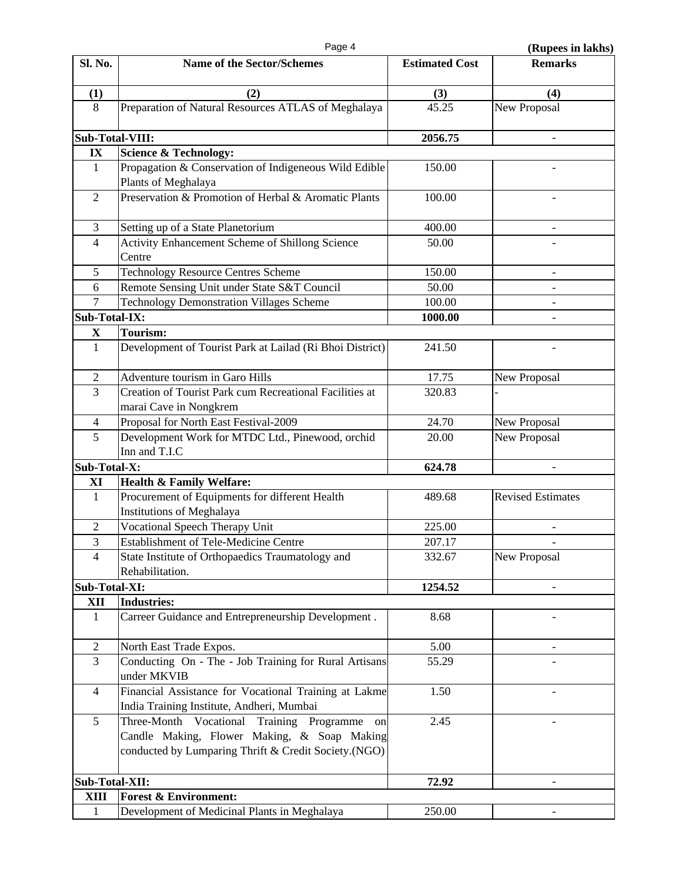(Rupees in lakhs)

| Sl. No. | Name of the Sector/Schemes | Estimated Cost | Remarks |
|---|---|---|---|
| (1) | (2) | (3) | (4) |
| 8 | Preparation of Natural Resources ATLAS of Meghalaya | 45.25 | New Proposal |
| **Sub-Total-VIII:** | | **2056.75** | - |
| **IX** | **Science & Technology:** | | |
| 1 | Propagation & Conservation of Indigeneous Wild Edible Plants of Meghalaya | 150.00 | - |
| 2 | Preservation & Promotion of Herbal & Aromatic Plants | 100.00 | - |
| 3 | Setting up of a State Planetorium | 400.00 | - |
| 4 | Activity Enhancement Scheme of Shillong Science Centre | 50.00 | - |
| 5 | Technology Resource Centres Scheme | 150.00 | - |
| 6 | Remote Sensing Unit under State S&T Council | 50.00 | - |
| 7 | Technology Demonstration Villages Scheme | 100.00 | - |
| **Sub-Total-IX:** | | **1000.00** | - |
| **X** | **Tourism:** | | |
| 1 | Development of Tourist Park at Lailad (Ri Bhoi District) | 241.50 | - |
| 2 | Adventure tourism in Garo Hills | 17.75 | New Proposal |
| 3 | Creation of Tourist Park cum Recreational Facilities at marai Cave in Nongkrem | 320.83 | - |
| 4 | Proposal for North East Festival-2009 | 24.70 | New Proposal |
| 5 | Development Work for MTDC Ltd., Pinewood, orchid Inn and T.I.C | 20.00 | New Proposal |
| **Sub-Total-X:** | | **624.78** | - |
| **XI** | **Health & Family Welfare:** | | |
| 1 | Procurement of Equipments for different Health Institutions of Meghalaya | 489.68 | Revised Estimates |
| 2 | Vocational Speech Therapy Unit | 225.00 | - |
| 3 | Establishment of Tele-Medicine Centre | 207.17 | - |
| 4 | State Institute of Orthopaedics Traumatology and Rehabilitation. | 332.67 | New Proposal |
| **Sub-Total-XI:** | | **1254.52** | - |
| **XII** | **Industries:** | | |
| 1 | Carreer Guidance and Entrepreneurship Development . | 8.68 | - |
| 2 | North East Trade Expos. | 5.00 | - |
| 3 | Conducting On - The - Job Training for Rural Artisans under MKVIB | 55.29 | - |
| 4 | Financial Assistance for Vocational Training at Lakme India Training Institute, Andheri, Mumbai | 1.50 | - |
| 5 | Three-Month Vocational Training Programme on Candle Making, Flower Making, & Soap Making conducted by Lumparing Thrift & Credit Society.(NGO) | 2.45 | - |
| **Sub-Total-XII:** | | **72.92** | - |
| **XIII** | **Forest & Environment:** | | |
| 1 | Development of Medicinal Plants in Meghalaya | 250.00 | - |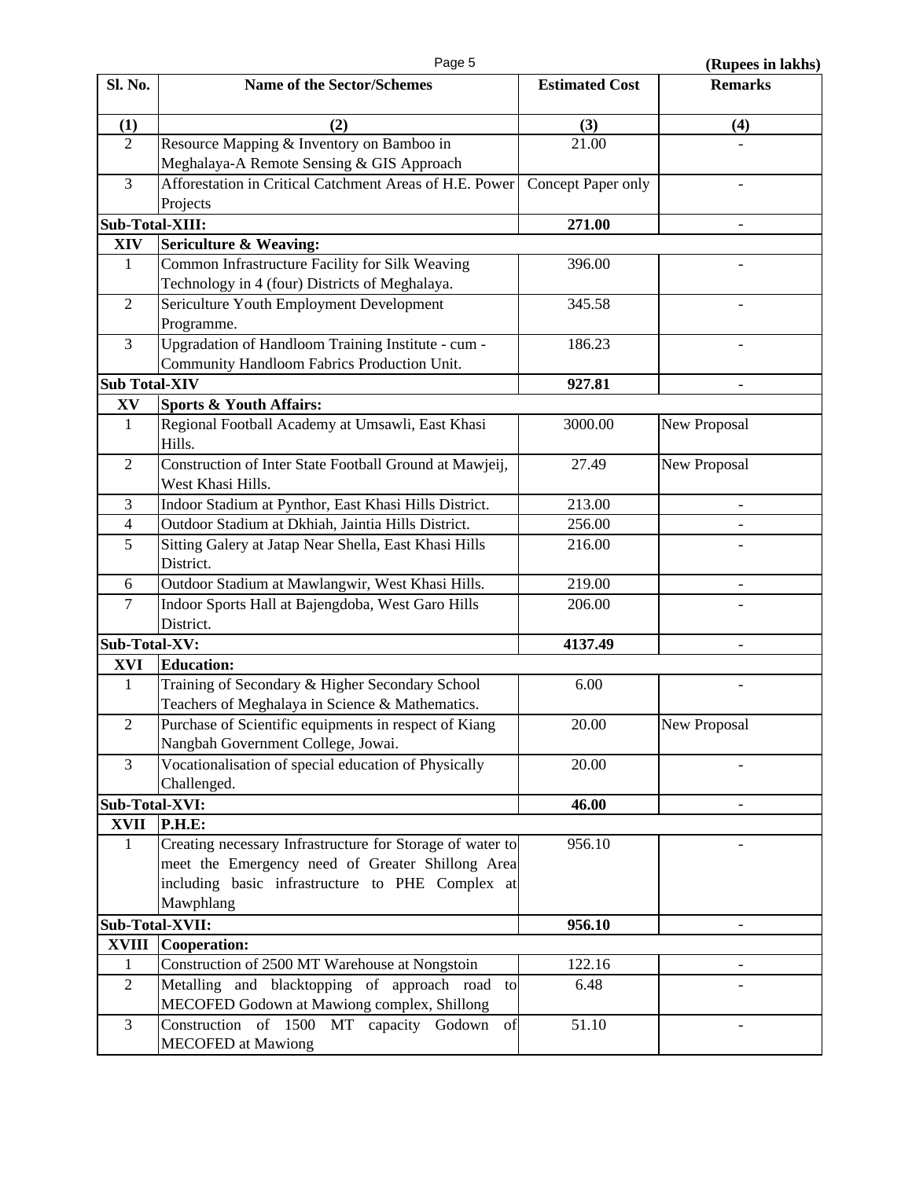(Rupees in lakhs)

| Sl. No. | Name of the Sector/Schemes | Estimated Cost | Remarks |
|---|---|---|---|
| (1) | (2) | (3) | (4) |
| 2 | Resource Mapping & Inventory on Bamboo in Meghalaya-A Remote Sensing & GIS Approach | 21.00 | - |
| 3 | Afforestation in Critical Catchment Areas of H.E. Power Projects | Concept Paper only | - |
| **Sub-Total-XIII:** | | **271.00** | - |
| **XIV** | **Sericulture & Weaving:** | | |
| 1 | Common Infrastructure Facility for Silk Weaving Technology in 4 (four) Districts of Meghalaya. | 396.00 | - |
| 2 | Sericulture Youth Employment Development Programme. | 345.58 | - |
| 3 | Upgradation of Handloom Training Institute - cum - Community Handloom Fabrics Production Unit. | 186.23 | - |
| **Sub Total-XIV** | | **927.81** | - |
| **XV** | **Sports & Youth Affairs:** | | |
| 1 | Regional Football Academy at Umsawli, East Khasi Hills. | 3000.00 | New Proposal |
| 2 | Construction of Inter State Football Ground at Mawjeij, West Khasi Hills. | 27.49 | New Proposal |
| 3 | Indoor Stadium at Pynthor, East Khasi Hills District. | 213.00 | - |
| 4 | Outdoor Stadium at Dkhiah, Jaintia Hills District. | 256.00 | - |
| 5 | Sitting Galery at Jatap Near Shella, East Khasi Hills District. | 216.00 | - |
| 6 | Outdoor Stadium at Mawlangwir, West Khasi Hills. | 219.00 | - |
| 7 | Indoor Sports Hall at Bajengdoba, West Garo Hills District. | 206.00 | - |
| **Sub-Total-XV:** | | **4137.49** | - |
| **XVI** | **Education:** | | |
| 1 | Training of Secondary & Higher Secondary School Teachers of Meghalaya in Science & Mathematics. | 6.00 | - |
| 2 | Purchase of Scientific equipments in respect of Kiang Nangbah Government College, Jowai. | 20.00 | New Proposal |
| 3 | Vocationalisation of special education of Physically Challenged. | 20.00 | - |
| **Sub-Total-XVI:** | | **46.00** | - |
| **XVII** | **P.H.E:** | | |
| 1 | Creating necessary Infrastructure for Storage of water to meet the Emergency need of Greater Shillong Area including basic infrastructure to PHE Complex at Mawphlang | 956.10 | - |
| **Sub-Total-XVII:** | | **956.10** | - |
| **XVIII** | **Cooperation:** | | |
| 1 | Construction of 2500 MT Warehouse at Nongstoin | 122.16 | - |
| 2 | Metalling and blacktopping of approach road to MECOFED Godown at Mawiong complex, Shillong | 6.48 | - |
| 3 | Construction of 1500 MT capacity Godown of MECOFED at Mawiong | 51.10 | - |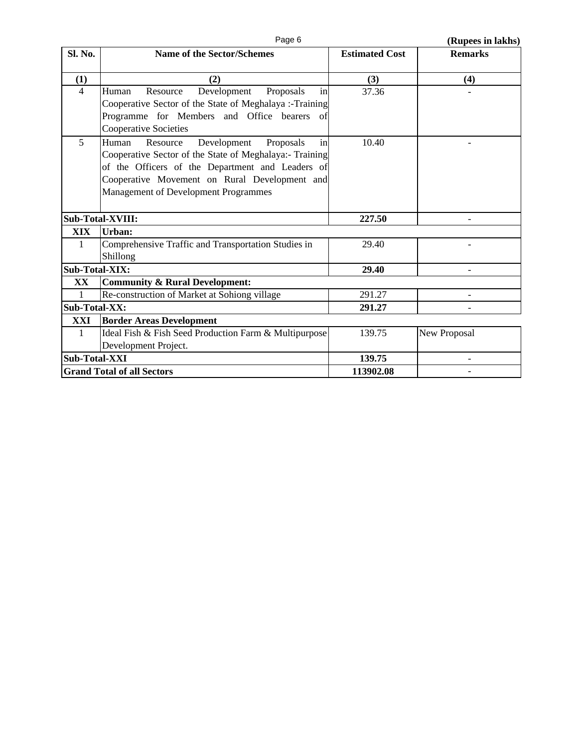(Rupees in lakhs)

| Sl. No. | Name of the Sector/Schemes | Estimated Cost | Remarks |
|---|---|---|---|
| (1) | (2) | (3) | (4) |
| 4 | Human Resource Development Proposals in Cooperative Sector of the State of Meghalaya :-Training Programme for Members and Office bearers of Cooperative Societies | 37.36 | - |
| 5 | Human Resource Development Proposals in Cooperative Sector of the State of Meghalaya:- Training of the Officers of the Department and Leaders of Cooperative Movement on Rural Development and Management of Development Programmes | 10.40 | - |
| **Sub-Total-XVIII:** | | **227.50** | - |
| **XIX** | **Urban:** | | |
| 1 | Comprehensive Traffic and Transportation Studies in Shillong | 29.40 | - |
| **Sub-Total-XIX:** | | **29.40** | - |
| **XX** | **Community & Rural Development:** | | |
| 1 | Re-construction of Market at Sohiong village | 291.27 | - |
| **Sub-Total-XX:** | | **291.27** | - |
| **XXI** | **Border Areas Development** | | |
| 1 | Ideal Fish & Fish Seed Production Farm & Multipurpose Development Project. | 139.75 | New Proposal |
| **Sub-Total-XXI** | | **139.75** | - |
| **Grand Total of all Sectors** | | **113902.08** | - |